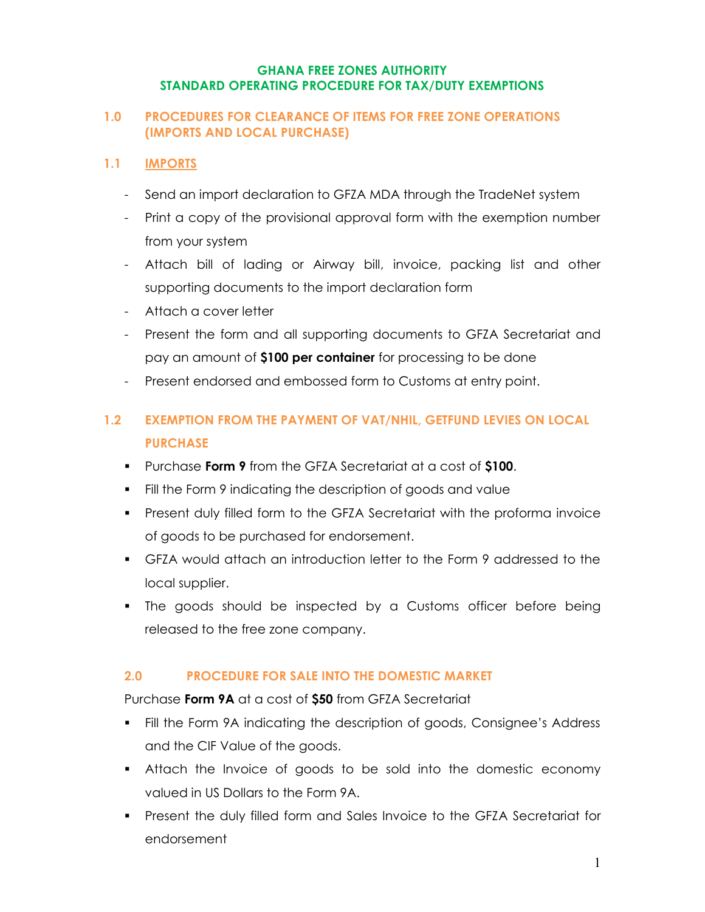# GHANA FREE ZONES AUTHORITY
# STANDARD OPERATING PROCEDURE FOR TAX/DUTY EXEMPTIONS

## 1.0 PROCEDURES FOR CLEARANCE OF ITEMS FOR FREE ZONE OPERATIONS (IMPORTS AND LOCAL PURCHASE)

### 1.1 IMPORTS

- Send an import declaration to GFZA MDA through the TradeNet system
- Print a copy of the provisional approval form with the exemption number from your system
- Attach bill of lading or Airway bill, invoice, packing list and other supporting documents to the import declaration form
- Attach a cover letter
- Present the form and all supporting documents to GFZA Secretariat and pay an amount of **$100 per container** for processing to be done
- Present endorsed and embossed form to Customs at entry point.

### 1.2 EXEMPTION FROM THE PAYMENT OF VAT/NHIL, GETFUND LEVIES ON LOCAL PURCHASE

- Purchase **Form 9** from the GFZA Secretariat at a cost of **$100**.
- Fill the Form 9 indicating the description of goods and value
- Present duly filled form to the GFZA Secretariat with the proforma invoice of goods to be purchased for endorsement.
- GFZA would attach an introduction letter to the Form 9 addressed to the local supplier.
- The goods should be inspected by a Customs officer before being released to the free zone company.

## 2.0 PROCEDURE FOR SALE INTO THE DOMESTIC MARKET

Purchase **Form 9A** at a cost of **$50** from GFZA Secretariat

- Fill the Form 9A indicating the description of goods, Consignee's Address and the CIF Value of the goods.
- Attach the Invoice of goods to be sold into the domestic economy valued in US Dollars to the Form 9A.
- Present the duly filled form and Sales Invoice to the GFZA Secretariat for endorsement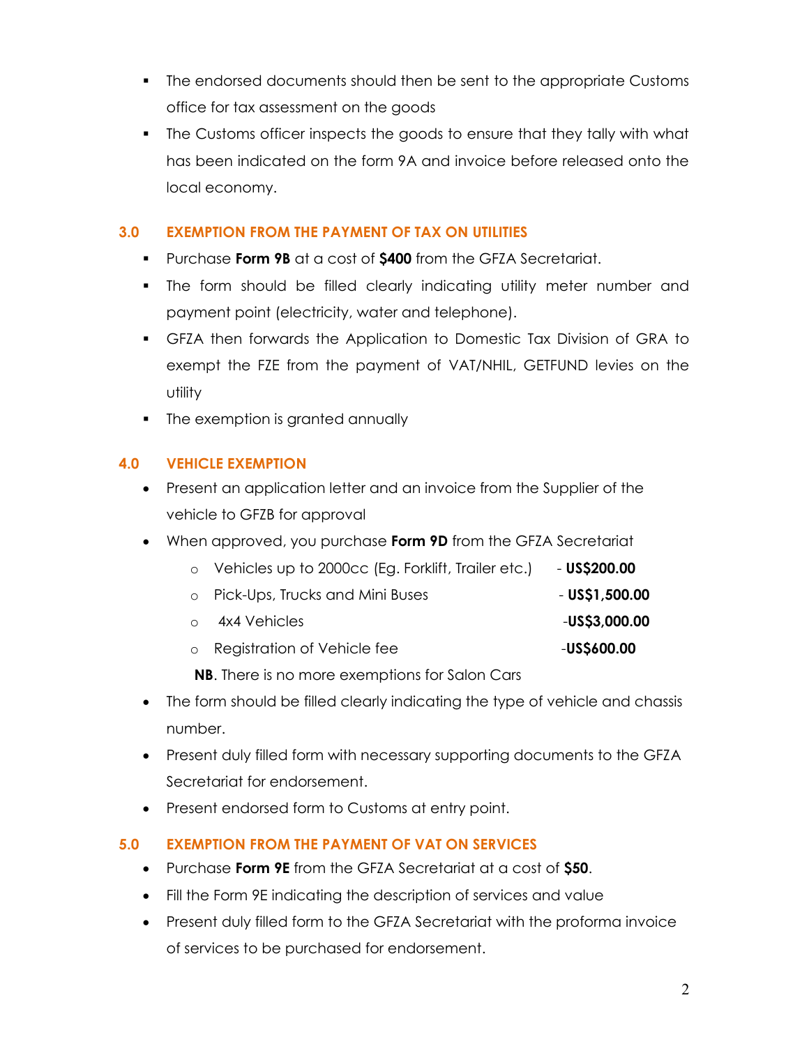- The endorsed documents should then be sent to the appropriate Customs office for tax assessment on the goods
- The Customs officer inspects the goods to ensure that they tally with what has been indicated on the form 9A and invoice before released onto the local economy.

## 3.0 EXEMPTION FROM THE PAYMENT OF TAX ON UTILITIES

- Purchase **Form 9B** at a cost of **$400** from the GFZA Secretariat.
- The form should be filled clearly indicating utility meter number and payment point (electricity, water and telephone).
- GFZA then forwards the Application to Domestic Tax Division of GRA to exempt the FZE from the payment of VAT/NHIL, GETFUND levies on the utility
- The exemption is granted annually

## 4.0 VEHICLE EXEMPTION

- Present an application letter and an invoice from the Supplier of the vehicle to GFZB for approval
- When approved, you purchase **Form 9D** from the GFZA Secretariat
  - Vehicles up to 2000cc (Eg. Forklift, Trailer etc.) - **US$200.00**
  - Pick-Ups, Trucks and Mini Buses - **US$1,500.00**
  - 4x4 Vehicles -**US$3,000.00**
  - Registration of Vehicle fee -**US$600.00**

  **NB**. There is no more exemptions for Salon Cars
- The form should be filled clearly indicating the type of vehicle and chassis number.
- Present duly filled form with necessary supporting documents to the GFZA Secretariat for endorsement.
- Present endorsed form to Customs at entry point.

## 5.0 EXEMPTION FROM THE PAYMENT OF VAT ON SERVICES

- Purchase **Form 9E** from the GFZA Secretariat at a cost of **$50**.
- Fill the Form 9E indicating the description of services and value
- Present duly filled form to the GFZA Secretariat with the proforma invoice of services to be purchased for endorsement.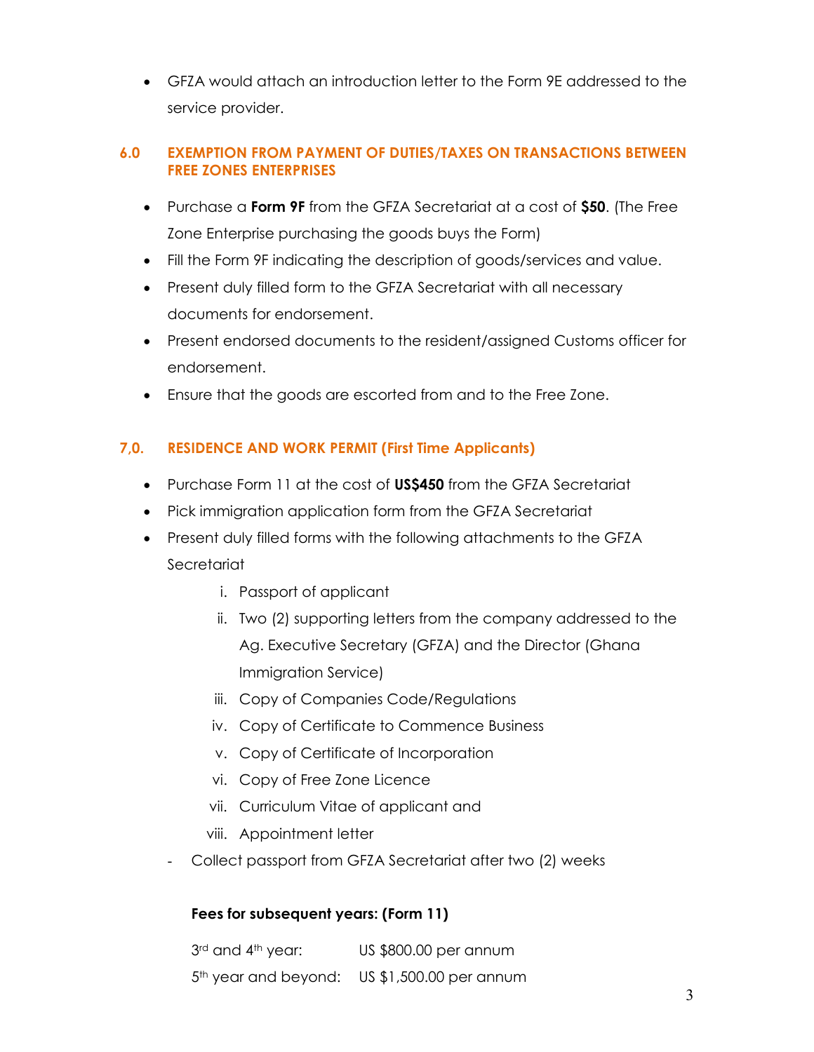- GFZA would attach an introduction letter to the Form 9E addressed to the service provider.

## 6.0 EXEMPTION FROM PAYMENT OF DUTIES/TAXES ON TRANSACTIONS BETWEEN FREE ZONES ENTERPRISES

- Purchase a **Form 9F** from the GFZA Secretariat at a cost of **$50**. (The Free Zone Enterprise purchasing the goods buys the Form)
- Fill the Form 9F indicating the description of goods/services and value.
- Present duly filled form to the GFZA Secretariat with all necessary documents for endorsement.
- Present endorsed documents to the resident/assigned Customs officer for endorsement.
- Ensure that the goods are escorted from and to the Free Zone.

## 7,0. RESIDENCE AND WORK PERMIT (First Time Applicants)

- Purchase Form 11 at the cost of **US$450** from the GFZA Secretariat
- Pick immigration application form from the GFZA Secretariat
- Present duly filled forms with the following attachments to the GFZA Secretariat
    - i. Passport of applicant
    - ii. Two (2) supporting letters from the company addressed to the Ag. Executive Secretary (GFZA) and the Director (Ghana Immigration Service)
    - iii. Copy of Companies Code/Regulations
    - iv. Copy of Certificate to Commence Business
    - v. Copy of Certificate of Incorporation
    - vi. Copy of Free Zone Licence
    - vii. Curriculum Vitae of applicant and
    - viii. Appointment letter

- Collect passport from GFZA Secretariat after two (2) weeks

**Fees for subsequent years: (Form 11)**

| | |
|---|---|
| 3rd and 4th year: | US $800.00 per annum |
| 5th year and beyond: | US $1,500.00 per annum |